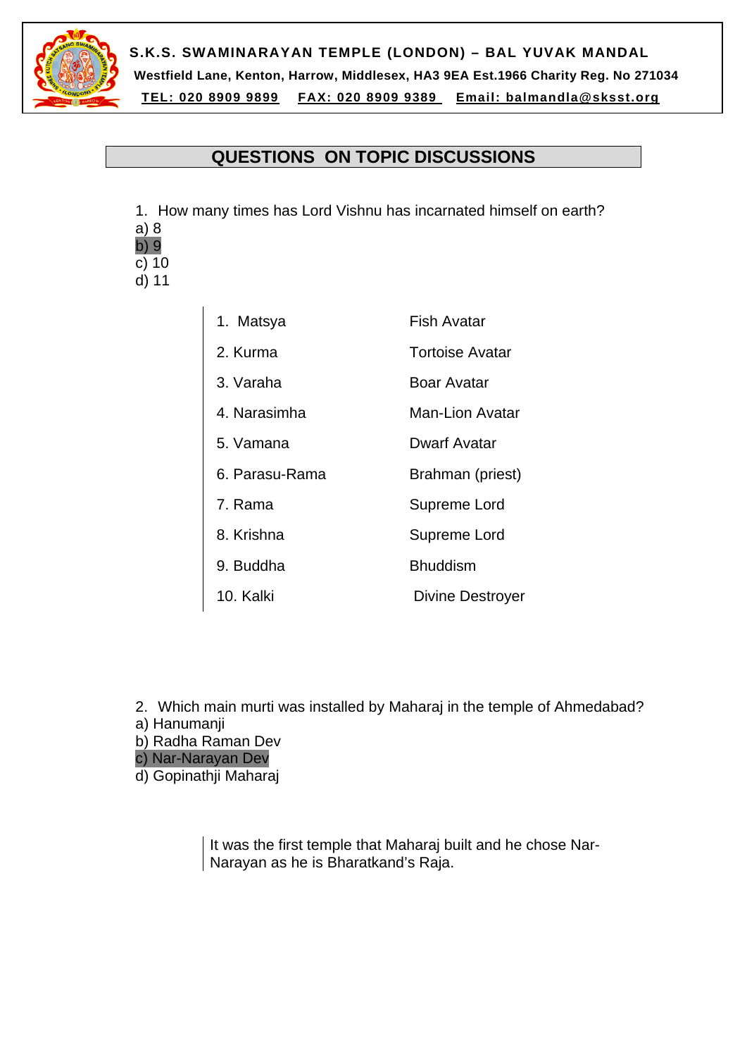**S.K.S. SWAMINARAYAN TEMPLE (LONDON) – BAL YUVAK MANDAL**
**Westfield Lane, Kenton, Harrow, Middlesex, HA3 9EA Est.1966 Charity Reg. No 271034**
**TEL: 020 8909 9899 FAX: 020 8909 9389 Email: balmandla@sksst.org**

## QUESTIONS ON TOPIC DISCUSSIONS

1. How many times has Lord Vishnu has incarnated himself on earth?
a) 8
b) 9
c) 10
d) 11

| | |
|---|---|
| 1. Matsya | Fish Avatar |
| 2. Kurma | Tortoise Avatar |
| 3. Varaha | Boar Avatar |
| 4. Narasimha | Man-Lion Avatar |
| 5. Vamana | Dwarf Avatar |
| 6. Parasu-Rama | Brahman (priest) |
| 7. Rama | Supreme Lord |
| 8. Krishna | Supreme Lord |
| 9. Buddha | Bhuddism |
| 10. Kalki | Divine Destroyer |

2. Which main murti was installed by Maharaj in the temple of Ahmedabad?
a) Hanumanji
b) Radha Raman Dev
c) Nar-Narayan Dev
d) Gopinathji Maharaj

It was the first temple that Maharaj built and he chose Nar-Narayan as he is Bharatkand's Raja.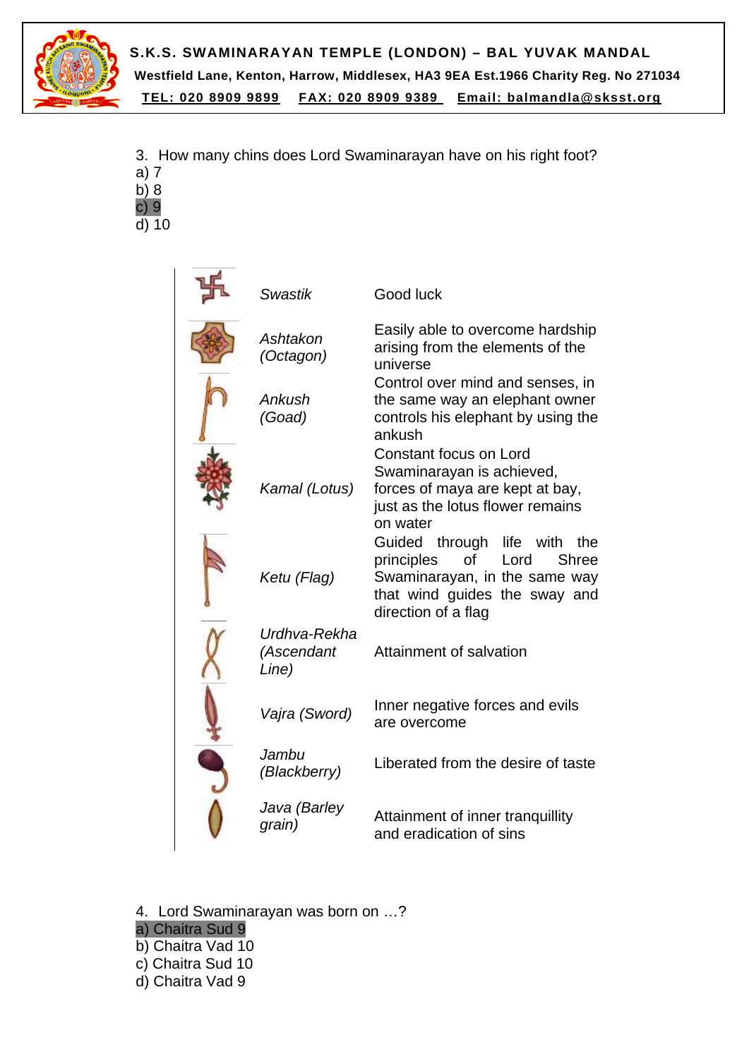3. How many chins does Lord Swaminarayan have on his right foot?

a) 7
b) 8
c) 9
d) 10

| | | |
|---|---|---|
| | *Swastik* | Good luck |
| | *Ashtakon (Octagon)* | Easily able to overcome hardship arising from the elements of the universe |
| | *Ankush (Goad)* | Control over mind and senses, in the same way an elephant owner controls his elephant by using the ankush |
| | *Kamal (Lotus)* | Constant focus on Lord Swaminarayan is achieved, forces of maya are kept at bay, just as the lotus flower remains on water |
| | *Ketu (Flag)* | Guided through life with the principles of Lord Shree Swaminarayan, in the same way that wind guides the sway and direction of a flag |
| | *Urdhva-Rekha (Ascendant Line)* | Attainment of salvation |
| | *Vajra (Sword)* | Inner negative forces and evils are overcome |
| | *Jambu (Blackberry)* | Liberated from the desire of taste |
| | *Java (Barley grain)* | Attainment of inner tranquillity and eradication of sins |

4. Lord Swaminarayan was born on …?

a) Chaitra Sud 9
b) Chaitra Vad 10
c) Chaitra Sud 10
d) Chaitra Vad 9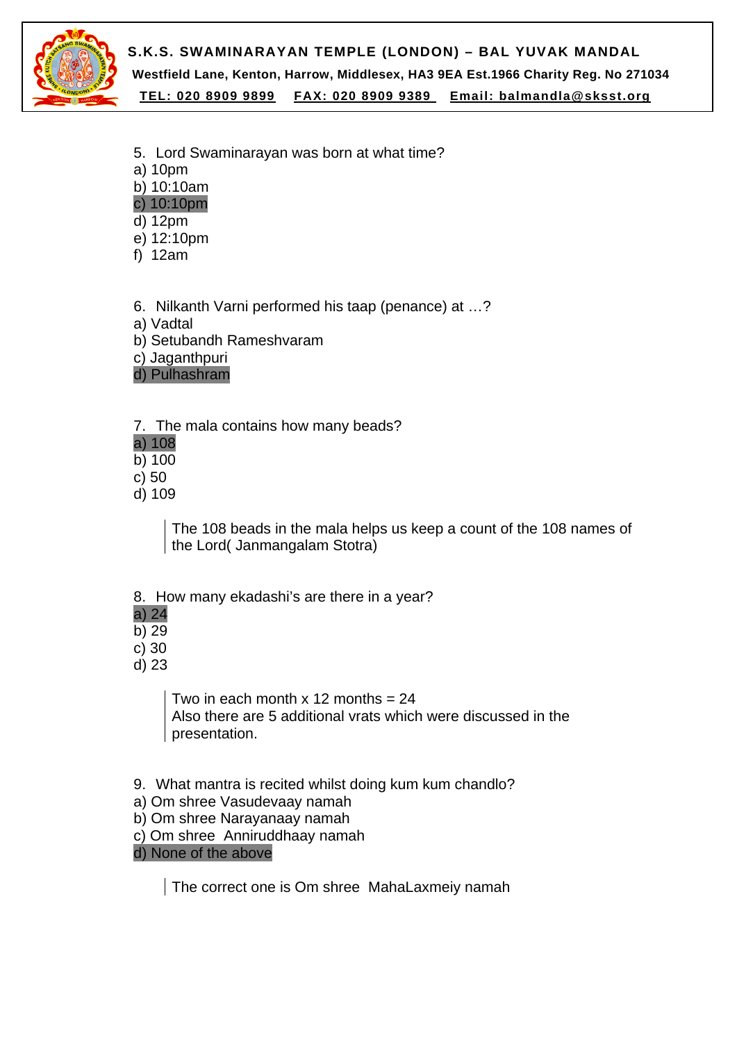5. Lord Swaminarayan was born at what time?

a) 10pm
b) 10:10am
**c) 10:10pm**
d) 12pm
e) 12:10pm
f) 12am

6. Nilkanth Varni performed his taap (penance) at …?

a) Vadtal
b) Setubandh Rameshvaram
c) Jaganthpuri
**d) Pulhashram**

7. The mala contains how many beads?

**a) 108**
b) 100
c) 50
d) 109

> The 108 beads in the mala helps us keep a count of the 108 names of the Lord( Janmangalam Stotra)

8. How many ekadashi's are there in a year?

**a) 24**
b) 29
c) 30
d) 23

> Two in each month x 12 months = 24
> Also there are 5 additional vrats which were discussed in the presentation.

9. What mantra is recited whilst doing kum kum chandlo?

a) Om shree Vasudevaay namah
b) Om shree Narayanaay namah
c) Om shree Anniruddhaay namah
**d) None of the above**

> The correct one is Om shree MahaLaxmeiy namah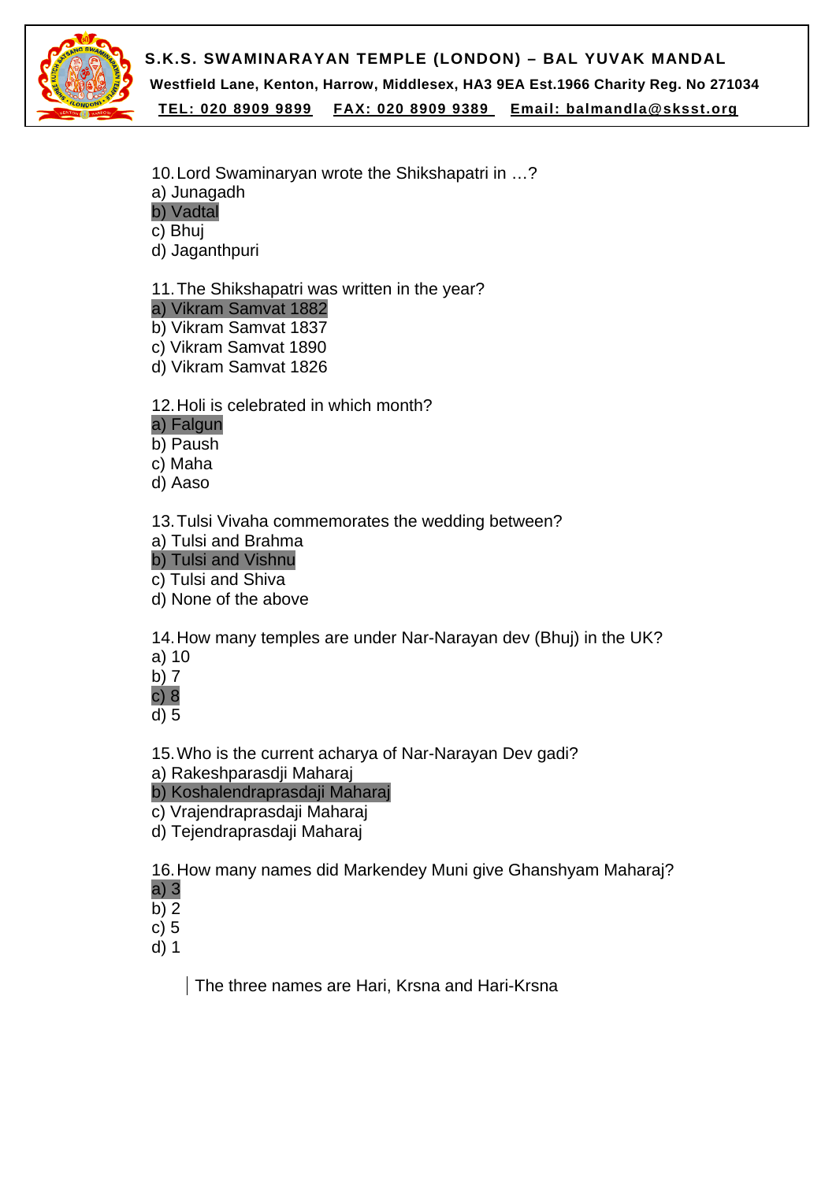10. Lord Swaminaryan wrote the Shikshapatri in …?
a) Junagadh
b) Vadtal
c) Bhuj
d) Jaganthpuri

11. The Shikshapatri was written in the year?
a) Vikram Samvat 1882
b) Vikram Samvat 1837
c) Vikram Samvat 1890
d) Vikram Samvat 1826

12. Holi is celebrated in which month?
a) Falgun
b) Paush
c) Maha
d) Aaso

13. Tulsi Vivaha commemorates the wedding between?
a) Tulsi and Brahma
b) Tulsi and Vishnu
c) Tulsi and Shiva
d) None of the above

14. How many temples are under Nar-Narayan dev (Bhuj) in the UK?
a) 10
b) 7
c) 8
d) 5

15. Who is the current acharya of Nar-Narayan Dev gadi?
a) Rakeshparasdji Maharaj
b) Koshalendraprasdaji Maharaj
c) Vrajendraprasdaji Maharaj
d) Tejendraprasdaji Maharaj

16. How many names did Markendey Muni give Ghanshyam Maharaj?
a) 3
b) 2
c) 5
d) 1

The three names are Hari, Krsna and Hari-Krsna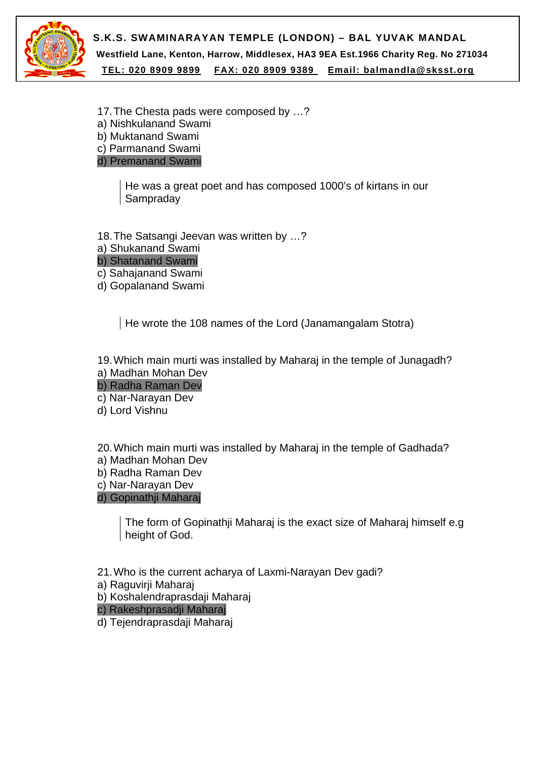17. The Chesta pads were composed by …?
a) Nishkulanand Swami
b) Muktanand Swami
c) Parmanand Swami
d) Premanand Swami

> He was a great poet and has composed 1000's of kirtans in our Sampraday

18. The Satsangi Jeevan was written by …?
a) Shukanand Swami
b) Shatanand Swami
c) Sahajanand Swami
d) Gopalanand Swami

> He wrote the 108 names of the Lord (Janamangalam Stotra)

19. Which main murti was installed by Maharaj in the temple of Junagadh?
a) Madhan Mohan Dev
b) Radha Raman Dev
c) Nar-Narayan Dev
d) Lord Vishnu

20. Which main murti was installed by Maharaj in the temple of Gadhada?
a) Madhan Mohan Dev
b) Radha Raman Dev
c) Nar-Narayan Dev
d) Gopinathji Maharaj

> The form of Gopinathji Maharaj is the exact size of Maharaj himself e.g height of God.

21. Who is the current acharya of Laxmi-Narayan Dev gadi?
a) Raguvirji Maharaj
b) Koshalendraprasdaji Maharaj
c) Rakeshprasadji Maharaj
d) Tejendraprasdaji Maharaj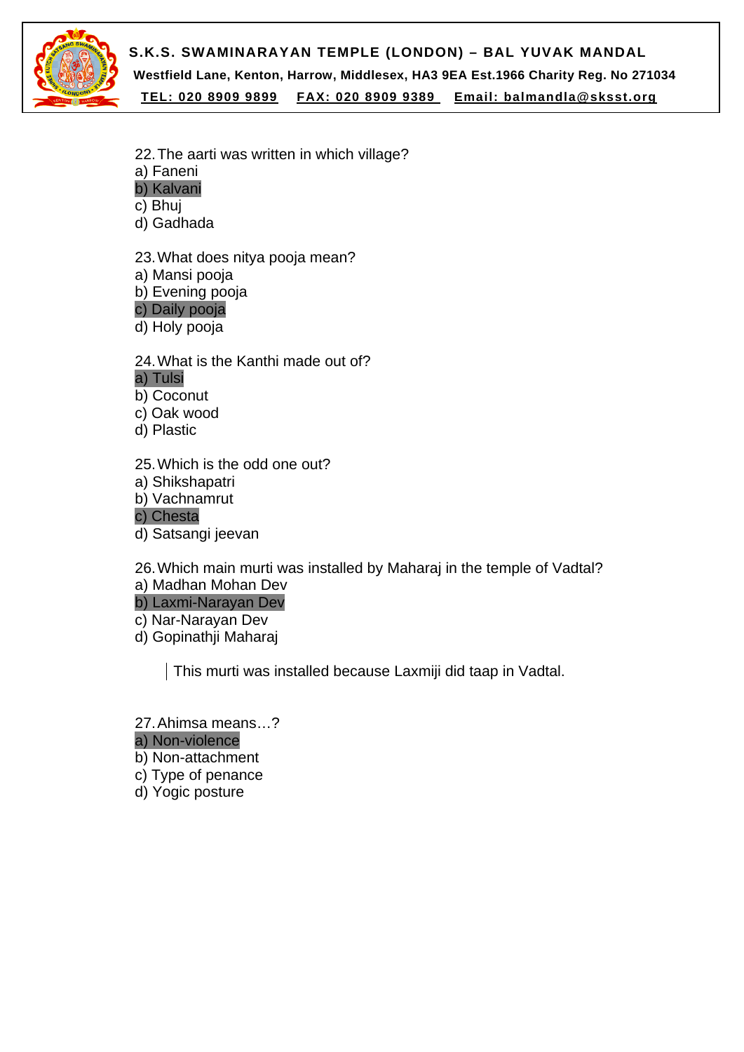22. The aarti was written in which village?
a) Faneni
**b) Kalvani**
c) Bhuj
d) Gadhada

23. What does nitya pooja mean?
a) Mansi pooja
b) Evening pooja
**c) Daily pooja**
d) Holy pooja

24. What is the Kanthi made out of?
**a) Tulsi**
b) Coconut
c) Oak wood
d) Plastic

25. Which is the odd one out?
a) Shikshapatri
b) Vachnamrut
**c) Chesta**
d) Satsangi jeevan

26. Which main murti was installed by Maharaj in the temple of Vadtal?
a) Madhan Mohan Dev
**b) Laxmi-Narayan Dev**
c) Nar-Narayan Dev
d) Gopinathji Maharaj

> This murti was installed because Laxmiji did taap in Vadtal.

27. Ahimsa means…?
**a) Non-violence**
b) Non-attachment
c) Type of penance
d) Yogic posture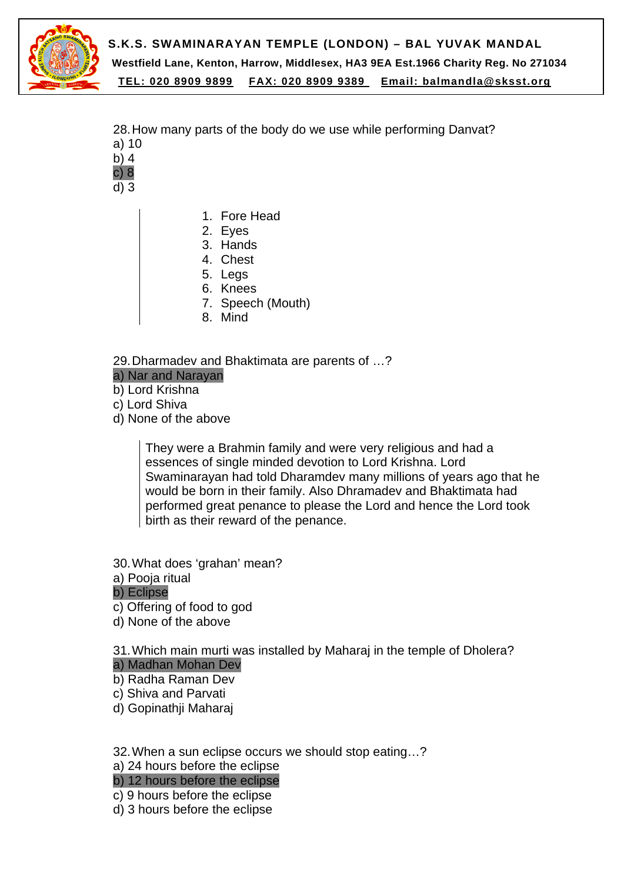28. How many parts of the body do we use while performing Danvat?
a) 10
b) 4
c) 8
d) 3

> 1. Fore Head
> 2. Eyes
> 3. Hands
> 4. Chest
> 5. Legs
> 6. Knees
> 7. Speech (Mouth)
> 8. Mind

29. Dharmadev and Bhaktimata are parents of …?
a) Nar and Narayan
b) Lord Krishna
c) Lord Shiva
d) None of the above

> They were a Brahmin family and were very religious and had a essences of single minded devotion to Lord Krishna. Lord Swaminarayan had told Dharamdev many millions of years ago that he would be born in their family. Also Dhramadev and Bhaktimata had performed great penance to please the Lord and hence the Lord took birth as their reward of the penance.

30. What does 'grahan' mean?
a) Pooja ritual
b) Eclipse
c) Offering of food to god
d) None of the above

31. Which main murti was installed by Maharaj in the temple of Dholera?
a) Madhan Mohan Dev
b) Radha Raman Dev
c) Shiva and Parvati
d) Gopinathji Maharaj

32. When a sun eclipse occurs we should stop eating…?
a) 24 hours before the eclipse
b) 12 hours before the eclipse
c) 9 hours before the eclipse
d) 3 hours before the eclipse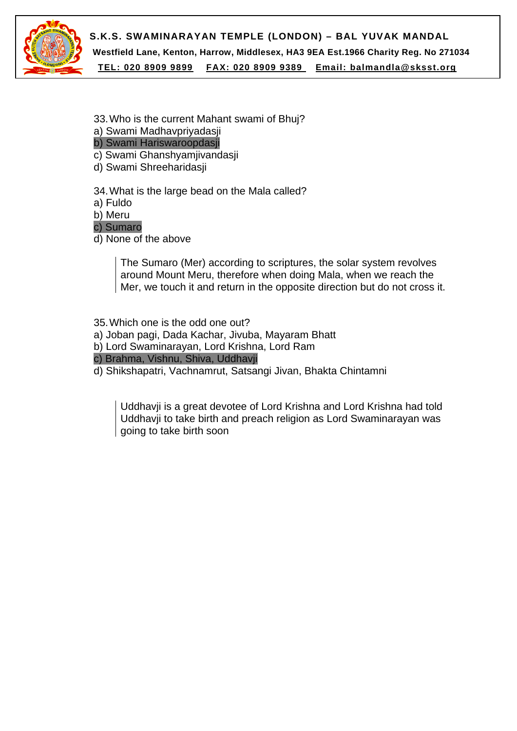33. Who is the current Mahant swami of Bhuj?
a) Swami Madhavpriyadasji
b) Swami Hariswaroopdasji
c) Swami Ghanshyamjivandasji
d) Swami Shreeharidasji

34. What is the large bead on the Mala called?
a) Fuldo
b) Meru
c) Sumaro
d) None of the above

> The Sumaro (Mer) according to scriptures, the solar system revolves around Mount Meru, therefore when doing Mala, when we reach the Mer, we touch it and return in the opposite direction but do not cross it.

35. Which one is the odd one out?
a) Joban pagi, Dada Kachar, Jivuba, Mayaram Bhatt
b) Lord Swaminarayan, Lord Krishna, Lord Ram
c) Brahma, Vishnu, Shiva, Uddhavji
d) Shikshapatri, Vachnamrut, Satsangi Jivan, Bhakta Chintamni

> Uddhavji is a great devotee of Lord Krishna and Lord Krishna had told Uddhavji to take birth and preach religion as Lord Swaminarayan was going to take birth soon